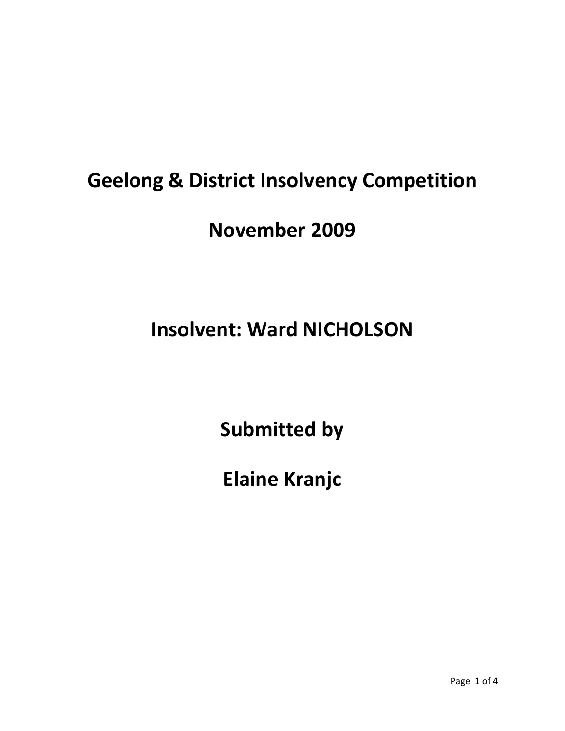# Geelong & District Insolvency Competition

# November 2009

# Insolvent: Ward NICHOLSON

# Submitted by

# Elaine Kranjc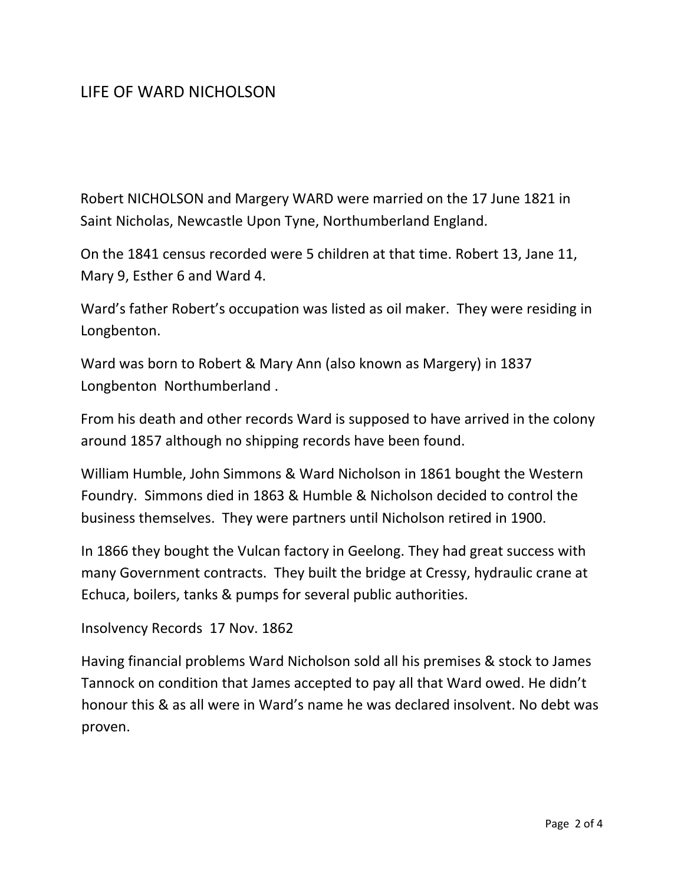# LIFE OF WARD NICHOLSON

Robert NICHOLSON and Margery WARD were married on the 17 June 1821 in Saint Nicholas, Newcastle Upon Tyne, Northumberland England.

On the 1841 census recorded were 5 children at that time. Robert 13, Jane 11, Mary 9, Esther 6 and Ward 4.

Ward's father Robert's occupation was listed as oil maker. They were residing in Longbenton.

Ward was born to Robert & Mary Ann (also known as Margery) in 1837 Longbenton Northumberland .

From his death and other records Ward is supposed to have arrived in the colony around 1857 although no shipping records have been found.

William Humble, John Simmons & Ward Nicholson in 1861 bought the Western Foundry. Simmons died in 1863 & Humble & Nicholson decided to control the business themselves. They were partners until Nicholson retired in 1900.

In 1866 they bought the Vulcan factory in Geelong. They had great success with many Government contracts. They built the bridge at Cressy, hydraulic crane at Echuca, boilers, tanks & pumps for several public authorities.

Insolvency Records 17 Nov. 1862

Having financial problems Ward Nicholson sold all his premises & stock to James Tannock on condition that James accepted to pay all that Ward owed. He didn't honour this & as all were in Ward's name he was declared insolvent. No debt was proven.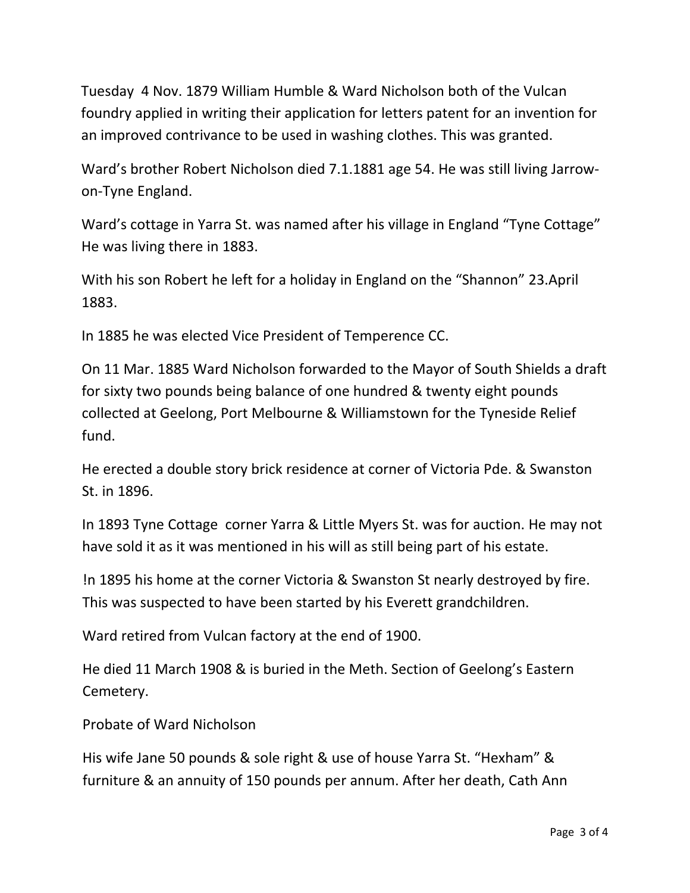Tuesday 4 Nov. 1879 William Humble & Ward Nicholson both of the Vulcan foundry applied in writing their application for letters patent for an invention for an improved contrivance to be used in washing clothes. This was granted.

Ward's brother Robert Nicholson died 7.1.1881 age 54. He was still living Jarrow-on-Tyne England.

Ward's cottage in Yarra St. was named after his village in England "Tyne Cottage" He was living there in 1883.

With his son Robert he left for a holiday in England on the "Shannon" 23.April 1883.

In 1885 he was elected Vice President of Temperence CC.

On 11 Mar. 1885 Ward Nicholson forwarded to the Mayor of South Shields a draft for sixty two pounds being balance of one hundred & twenty eight pounds collected at Geelong, Port Melbourne & Williamstown for the Tyneside Relief fund.

He erected a double story brick residence at corner of Victoria Pde. & Swanston St. in 1896.

In 1893 Tyne Cottage corner Yarra & Little Myers St. was for auction. He may not have sold it as it was mentioned in his will as still being part of his estate.

!n 1895 his home at the corner Victoria & Swanston St nearly destroyed by fire. This was suspected to have been started by his Everett grandchildren.

Ward retired from Vulcan factory at the end of 1900.

He died 11 March 1908 & is buried in the Meth. Section of Geelong's Eastern Cemetery.

Probate of Ward Nicholson

His wife Jane 50 pounds & sole right & use of house Yarra St. "Hexham" & furniture & an annuity of 150 pounds per annum. After her death, Cath Ann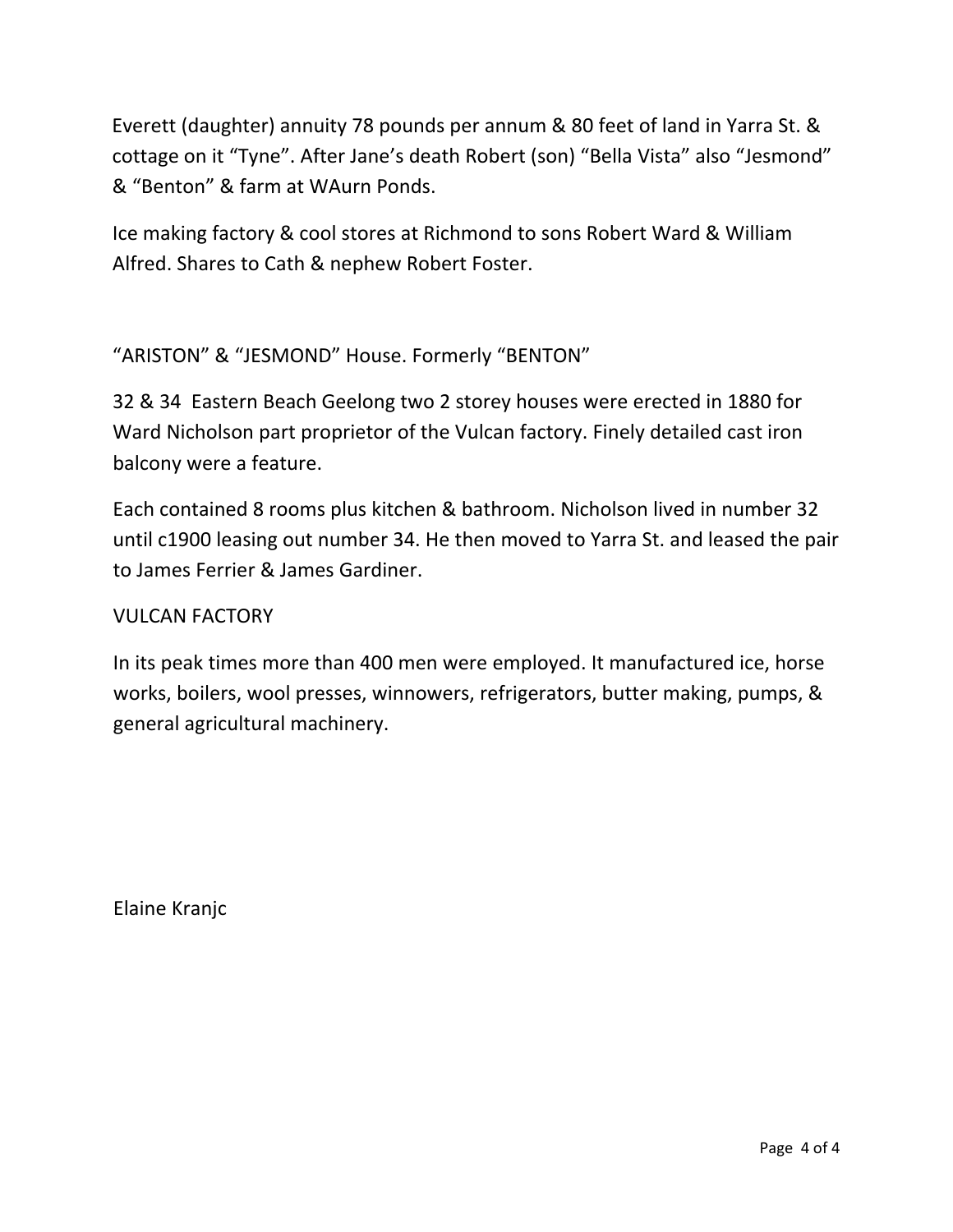Everett (daughter) annuity 78 pounds per annum & 80 feet of land in Yarra St. & cottage on it “Tyne”. After Jane’s death Robert (son) “Bella Vista” also “Jesmond” & “Benton” & farm at WAurn Ponds.

Ice making factory & cool stores at Richmond to sons Robert Ward & William Alfred. Shares to Cath & nephew Robert Foster.

“ARISTON” & “JESMOND” House. Formerly “BENTON”

32 & 34 Eastern Beach Geelong two 2 storey houses were erected in 1880 for Ward Nicholson part proprietor of the Vulcan factory. Finely detailed cast iron balcony were a feature.

Each contained 8 rooms plus kitchen & bathroom. Nicholson lived in number 32 until c1900 leasing out number 34. He then moved to Yarra St. and leased the pair to James Ferrier & James Gardiner.

VULCAN FACTORY

In its peak times more than 400 men were employed. It manufactured ice, horse works, boilers, wool presses, winnowers, refrigerators, butter making, pumps, & general agricultural machinery.

Elaine Kranjc